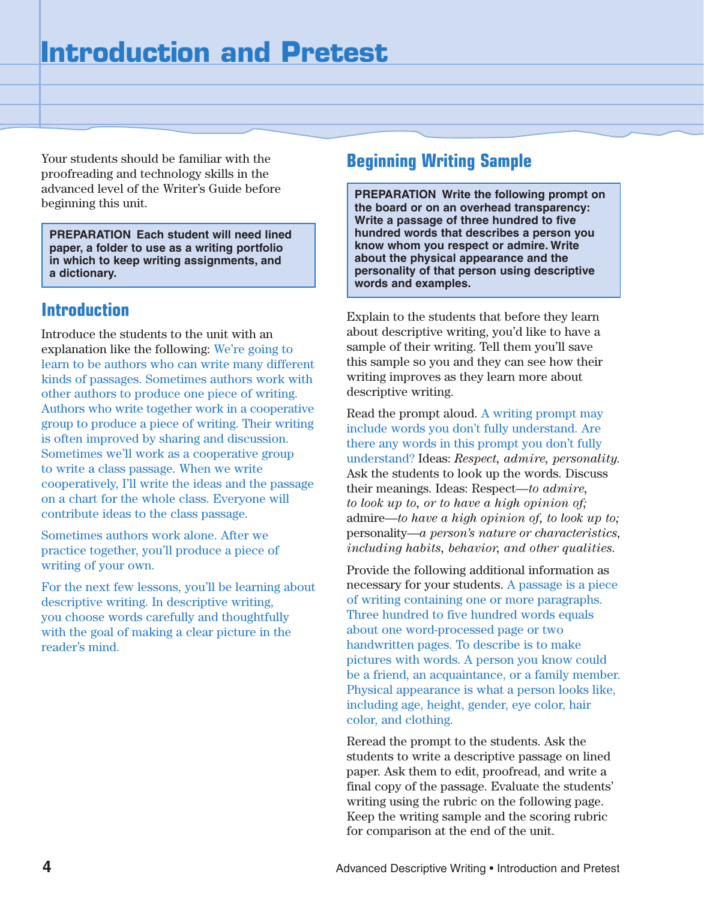# Introduction and Pretest

Your students should be familiar with the proofreading and technology skills in the advanced level of the Writer's Guide before beginning this unit.

**PREPARATION Each student will need lined paper, a folder to use as a writing portfolio in which to keep writing assignments, and a dictionary.**

## Introduction

Introduce the students to the unit with an explanation like the following: We're going to learn to be authors who can write many different kinds of passages. Sometimes authors work with other authors to produce one piece of writing. Authors who write together work in a cooperative group to produce a piece of writing. Their writing is often improved by sharing and discussion. Sometimes we'll work as a cooperative group to write a class passage. When we write cooperatively, I'll write the ideas and the passage on a chart for the whole class. Everyone will contribute ideas to the class passage.

Sometimes authors work alone. After we practice together, you'll produce a piece of writing of your own.

For the next few lessons, you'll be learning about descriptive writing. In descriptive writing, you choose words carefully and thoughtfully with the goal of making a clear picture in the reader's mind.

## Beginning Writing Sample

**PREPARATION Write the following prompt on the board or on an overhead transparency: Write a passage of three hundred to five hundred words that describes a person you know whom you respect or admire. Write about the physical appearance and the personality of that person using descriptive words and examples.**

Explain to the students that before they learn about descriptive writing, you'd like to have a sample of their writing. Tell them you'll save this sample so you and they can see how their writing improves as they learn more about descriptive writing.

Read the prompt aloud. A writing prompt may include words you don't fully understand. Are there any words in this prompt you don't fully understand? Ideas: *Respect, admire, personality.* Ask the students to look up the words. Discuss their meanings. Ideas: Respect—*to admire, to look up to, or to have a high opinion of;* admire—*to have a high opinion of, to look up to;* personality—*a person's nature or characteristics, including habits, behavior, and other qualities.*

Provide the following additional information as necessary for your students. A passage is a piece of writing containing one or more paragraphs. Three hundred to five hundred words equals about one word-processed page or two handwritten pages. To describe is to make pictures with words. A person you know could be a friend, an acquaintance, or a family member. Physical appearance is what a person looks like, including age, height, gender, eye color, hair color, and clothing.

Reread the prompt to the students. Ask the students to write a descriptive passage on lined paper. Ask them to edit, proofread, and write a final copy of the passage. Evaluate the students' writing using the rubric on the following page. Keep the writing sample and the scoring rubric for comparison at the end of the unit.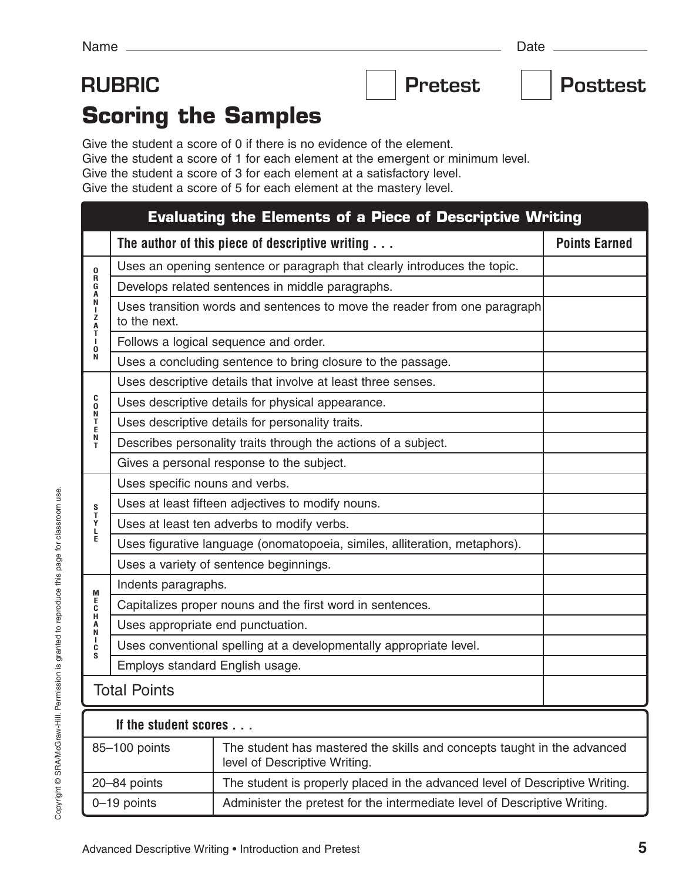Name ______________________________ Date ____________

# RUBRIC

☐ Pretest ☐ Posttest

## Scoring the Samples

Give the student a score of 0 if there is no evidence of the element.
Give the student a score of 1 for each element at the emergent or minimum level.
Give the student a score of 3 for each element at a satisfactory level.
Give the student a score of 5 for each element at the mastery level.

| Evaluating the Elements of a Piece of Descriptive Writing | | |
|---|---|---|
| | **The author of this piece of descriptive writing . . .** | **Points Earned** |
| ORGANIZATION | Uses an opening sentence or paragraph that clearly introduces the topic. | |
| | Develops related sentences in middle paragraphs. | |
| | Uses transition words and sentences to move the reader from one paragraph to the next. | |
| | Follows a logical sequence and order. | |
| | Uses a concluding sentence to bring closure to the passage. | |
| CONTENT | Uses descriptive details that involve at least three senses. | |
| | Uses descriptive details for physical appearance. | |
| | Uses descriptive details for personality traits. | |
| | Describes personality traits through the actions of a subject. | |
| | Gives a personal response to the subject. | |
| STYLE | Uses specific nouns and verbs. | |
| | Uses at least fifteen adjectives to modify nouns. | |
| | Uses at least ten adverbs to modify verbs. | |
| | Uses figurative language (onomatopoeia, similes, alliteration, metaphors). | |
| | Uses a variety of sentence beginnings. | |
| MECHANICS | Indents paragraphs. | |
| | Capitalizes proper nouns and the first word in sentences. | |
| | Uses appropriate end punctuation. | |
| | Uses conventional spelling at a developmentally appropriate level. | |
| | Employs standard English usage. | |
| Total Points | | |

| If the student scores . . . | |
|---|---|
| 85–100 points | The student has mastered the skills and concepts taught in the advanced level of Descriptive Writing. |
| 20–84 points | The student is properly placed in the advanced level of Descriptive Writing. |
| 0–19 points | Administer the pretest for the intermediate level of Descriptive Writing. |

Copyright © SRA/McGraw-Hill. Permission is granted to reproduce this page for classroom use.